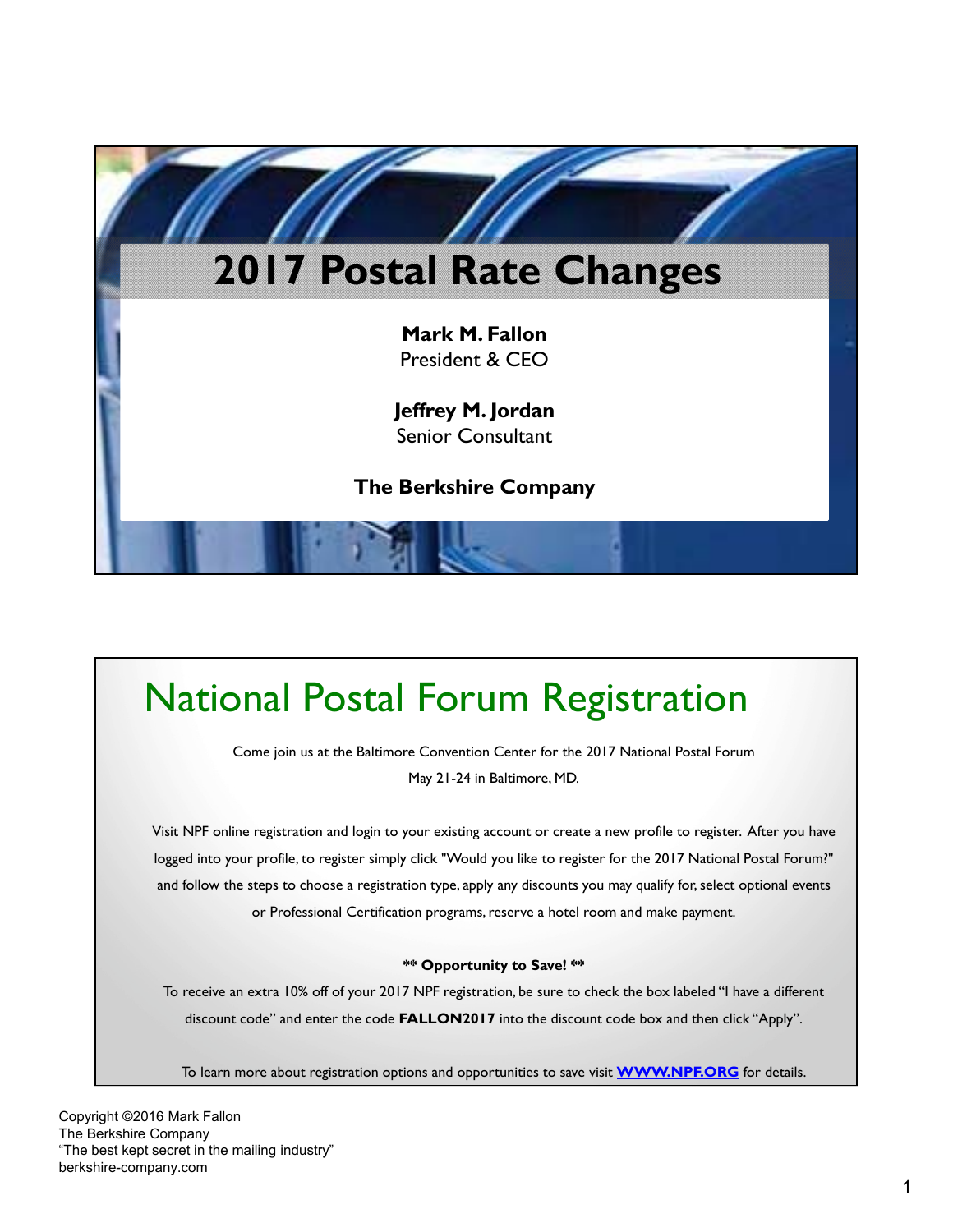# 2017 Postal Rate Changes

**Mark M. Fallon**
President & CEO

**Jeffrey M. Jordan**
Senior Consultant

**The Berkshire Company**

## National Postal Forum Registration

Come join us at the Baltimore Convention Center for the 2017 National Postal Forum May 21-24 in Baltimore, MD.

Visit NPF online registration and login to your existing account or create a new profile to register. After you have logged into your profile, to register simply click "Would you like to register for the 2017 National Postal Forum?" and follow the steps to choose a registration type, apply any discounts you may qualify for, select optional events or Professional Certification programs, reserve a hotel room and make payment.

**** Opportunity to Save! ****

To receive an extra 10% off of your 2017 NPF registration, be sure to check the box labeled "I have a different discount code" and enter the code **FALLON2017** into the discount code box and then click "Apply".

To learn more about registration options and opportunities to save visit **WWW.NPF.ORG** for details.

Copyright ©2016 Mark Fallon
The Berkshire Company
"The best kept secret in the mailing industry"
berkshire-company.com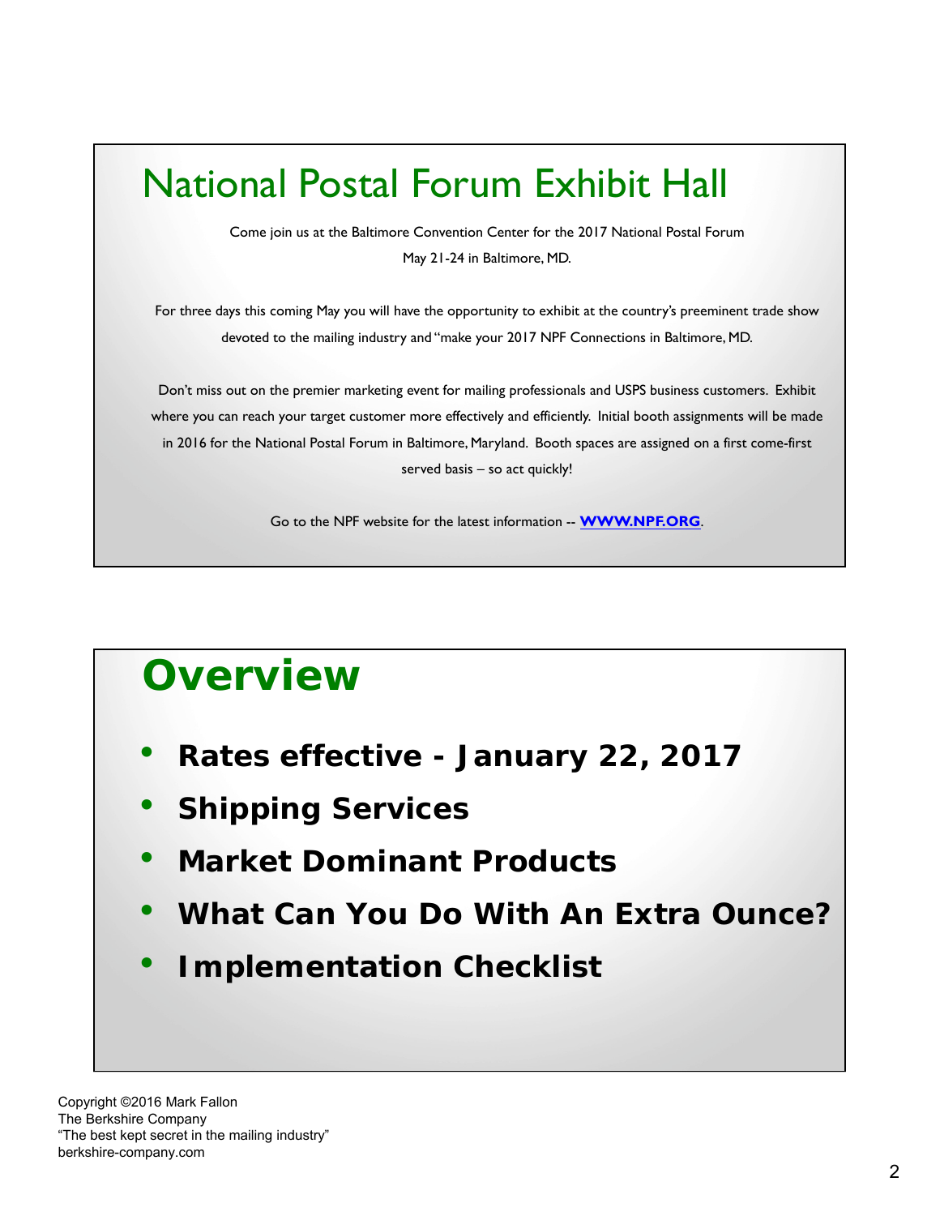# National Postal Forum Exhibit Hall

Come join us at the Baltimore Convention Center for the 2017 National Postal Forum May 21-24 in Baltimore, MD.

For three days this coming May you will have the opportunity to exhibit at the country's preeminent trade show devoted to the mailing industry and "make your 2017 NPF Connections in Baltimore, MD.

Don't miss out on the premier marketing event for mailing professionals and USPS business customers. Exhibit where you can reach your target customer more effectively and efficiently. Initial booth assignments will be made in 2016 for the National Postal Forum in Baltimore, Maryland. Booth spaces are assigned on a first come-first served basis – so act quickly!

Go to the NPF website for the latest information -- **WWW.NPF.ORG**.

# Overview

- **Rates effective - January 22, 2017**
- **Shipping Services**
- **Market Dominant Products**
- **What Can You Do With An Extra Ounce?**
- **Implementation Checklist**

Copyright ©2016 Mark Fallon
The Berkshire Company
"The best kept secret in the mailing industry"
berkshire-company.com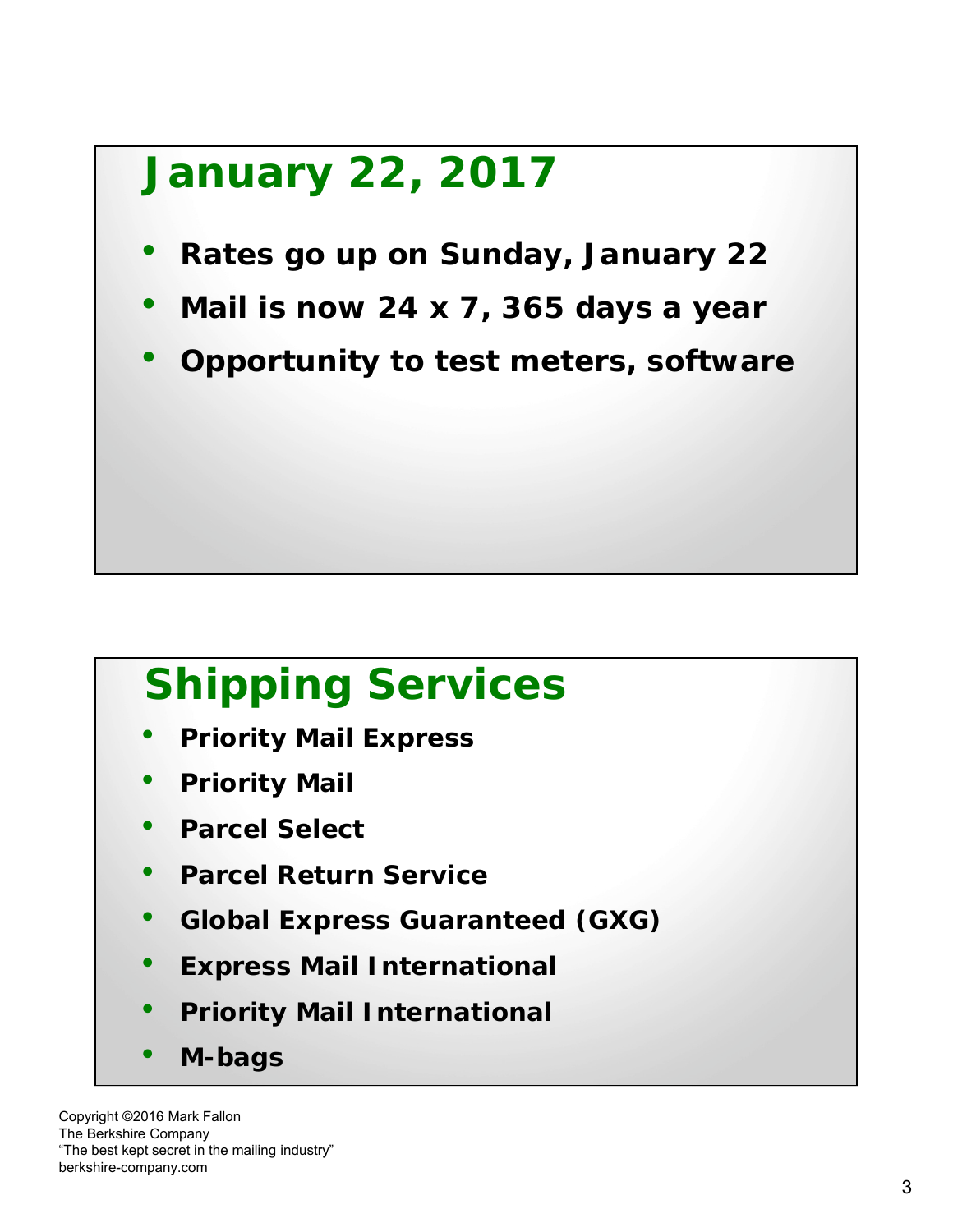## January 22, 2017

- **Rates go up on Sunday, January 22**
- **Mail is now 24 x 7, 365 days a year**
- **Opportunity to test meters, software**

## Shipping Services

- **Priority Mail Express**
- **Priority Mail**
- **Parcel Select**
- **Parcel Return Service**
- **Global Express Guaranteed (GXG)**
- **Express Mail International**
- **Priority Mail International**
- **M-bags**

Copyright ©2016 Mark Fallon
The Berkshire Company
"The best kept secret in the mailing industry"
berkshire-company.com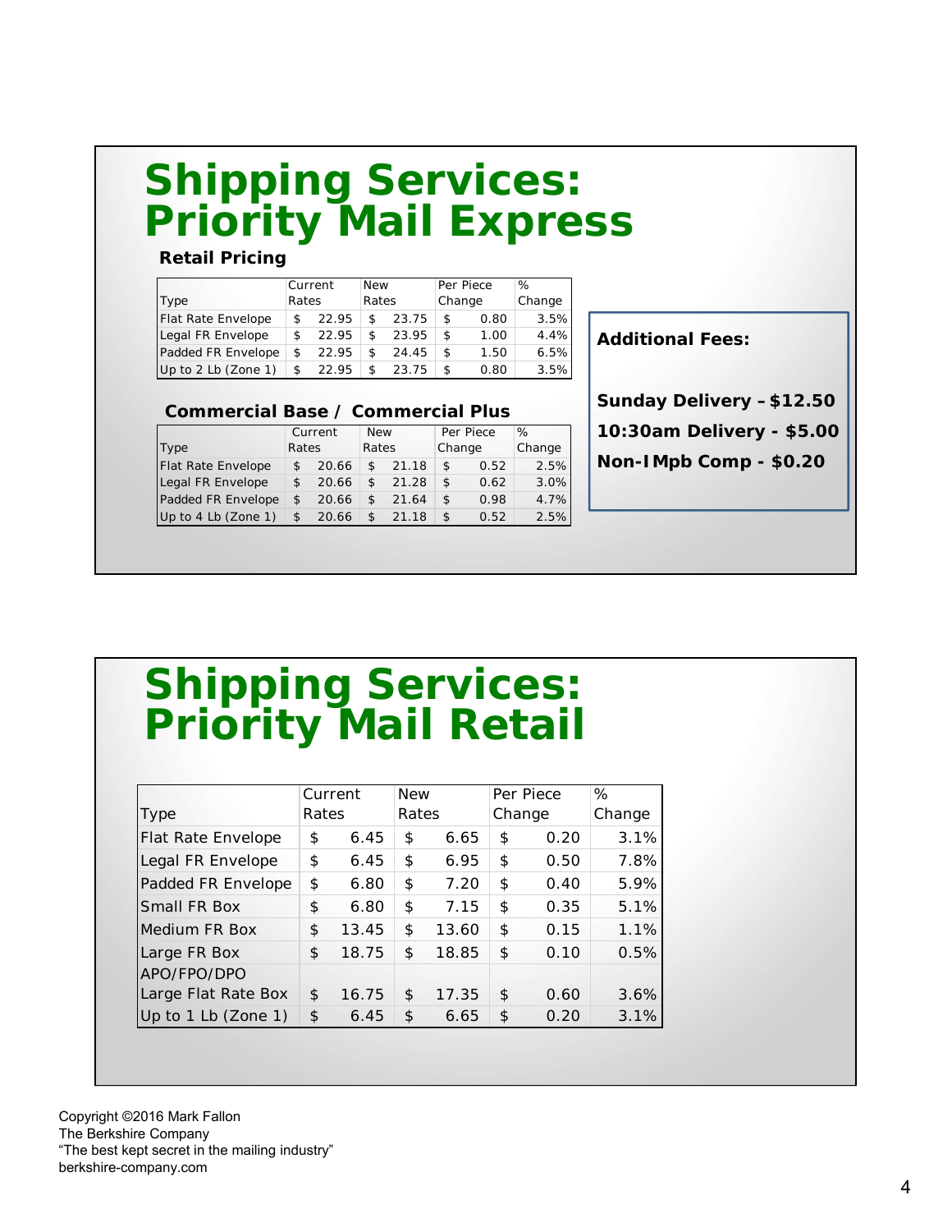# Shipping Services: Priority Mail Express

### Retail Pricing

| Type | Current Rates | New Rates | Per Piece Change | % Change |
|---|---|---|---|---|
| Flat Rate Envelope | $ 22.95 | $ 23.75 | $ 0.80 | 3.5% |
| Legal FR Envelope | $ 22.95 | $ 23.95 | $ 1.00 | 4.4% |
| Padded FR Envelope | $ 22.95 | $ 24.45 | $ 1.50 | 6.5% |
| Up to 2 Lb (Zone 1) | $ 22.95 | $ 23.75 | $ 0.80 | 3.5% |

### Commercial Base / Commercial Plus

| Type | Current Rates | New Rates | Per Piece Change | % Change |
|---|---|---|---|---|
| Flat Rate Envelope | $ 20.66 | $ 21.18 | $ 0.52 | 2.5% |
| Legal FR Envelope | $ 20.66 | $ 21.28 | $ 0.62 | 3.0% |
| Padded FR Envelope | $ 20.66 | $ 21.64 | $ 0.98 | 4.7% |
| Up to 4 Lb (Zone 1) | $ 20.66 | $ 21.18 | $ 0.52 | 2.5% |

**Additional Fees:**

**Sunday Delivery – $12.50**

**10:30am Delivery - $5.00**

**Non-IMpb Comp - $0.20**

# Shipping Services: Priority Mail Retail

| Type | Current Rates | New Rates | Per Piece Change | % Change |
|---|---|---|---|---|
| Flat Rate Envelope | $ 6.45 | $ 6.65 | $ 0.20 | 3.1% |
| Legal FR Envelope | $ 6.45 | $ 6.95 | $ 0.50 | 7.8% |
| Padded FR Envelope | $ 6.80 | $ 7.20 | $ 0.40 | 5.9% |
| Small FR Box | $ 6.80 | $ 7.15 | $ 0.35 | 5.1% |
| Medium FR Box | $ 13.45 | $ 13.60 | $ 0.15 | 1.1% |
| Large FR Box | $ 18.75 | $ 18.85 | $ 0.10 | 0.5% |
| APO/FPO/DPO Large Flat Rate Box | $ 16.75 | $ 17.35 | $ 0.60 | 3.6% |
| Up to 1 Lb (Zone 1) | $ 6.45 | $ 6.65 | $ 0.20 | 3.1% |

Copyright ©2016 Mark Fallon
The Berkshire Company
"The best kept secret in the mailing industry"
berkshire-company.com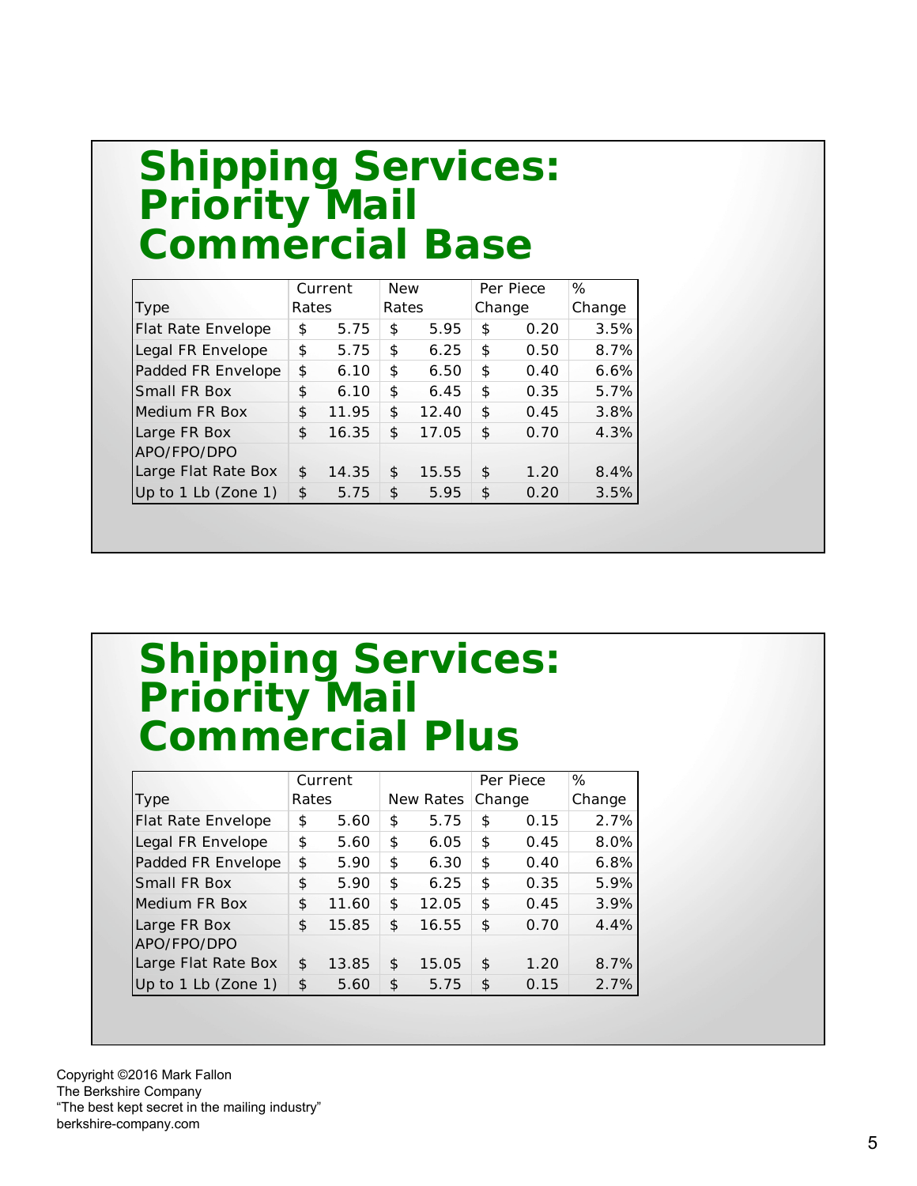# Shipping Services: Priority Mail Commercial Base

| Type | Current Rates | New Rates | Per Piece Change | % Change |
|---|---|---|---|---|
| Flat Rate Envelope | $ 5.75 | $ 5.95 | $ 0.20 | 3.5% |
| Legal FR Envelope | $ 5.75 | $ 6.25 | $ 0.50 | 8.7% |
| Padded FR Envelope | $ 6.10 | $ 6.50 | $ 0.40 | 6.6% |
| Small FR Box | $ 6.10 | $ 6.45 | $ 0.35 | 5.7% |
| Medium FR Box | $ 11.95 | $ 12.40 | $ 0.45 | 3.8% |
| Large FR Box | $ 16.35 | $ 17.05 | $ 0.70 | 4.3% |
| APO/FPO/DPO Large Flat Rate Box | $ 14.35 | $ 15.55 | $ 1.20 | 8.4% |
| Up to 1 Lb (Zone 1) | $ 5.75 | $ 5.95 | $ 0.20 | 3.5% |

# Shipping Services: Priority Mail Commercial Plus

| Type | Current Rates | New Rates | Per Piece Change | % Change |
|---|---|---|---|---|
| Flat Rate Envelope | $ 5.60 | $ 5.75 | $ 0.15 | 2.7% |
| Legal FR Envelope | $ 5.60 | $ 6.05 | $ 0.45 | 8.0% |
| Padded FR Envelope | $ 5.90 | $ 6.30 | $ 0.40 | 6.8% |
| Small FR Box | $ 5.90 | $ 6.25 | $ 0.35 | 5.9% |
| Medium FR Box | $ 11.60 | $ 12.05 | $ 0.45 | 3.9% |
| Large FR Box | $ 15.85 | $ 16.55 | $ 0.70 | 4.4% |
| APO/FPO/DPO Large Flat Rate Box | $ 13.85 | $ 15.05 | $ 1.20 | 8.7% |
| Up to 1 Lb (Zone 1) | $ 5.60 | $ 5.75 | $ 0.15 | 2.7% |

Copyright ©2016 Mark Fallon
The Berkshire Company
"The best kept secret in the mailing industry"
berkshire-company.com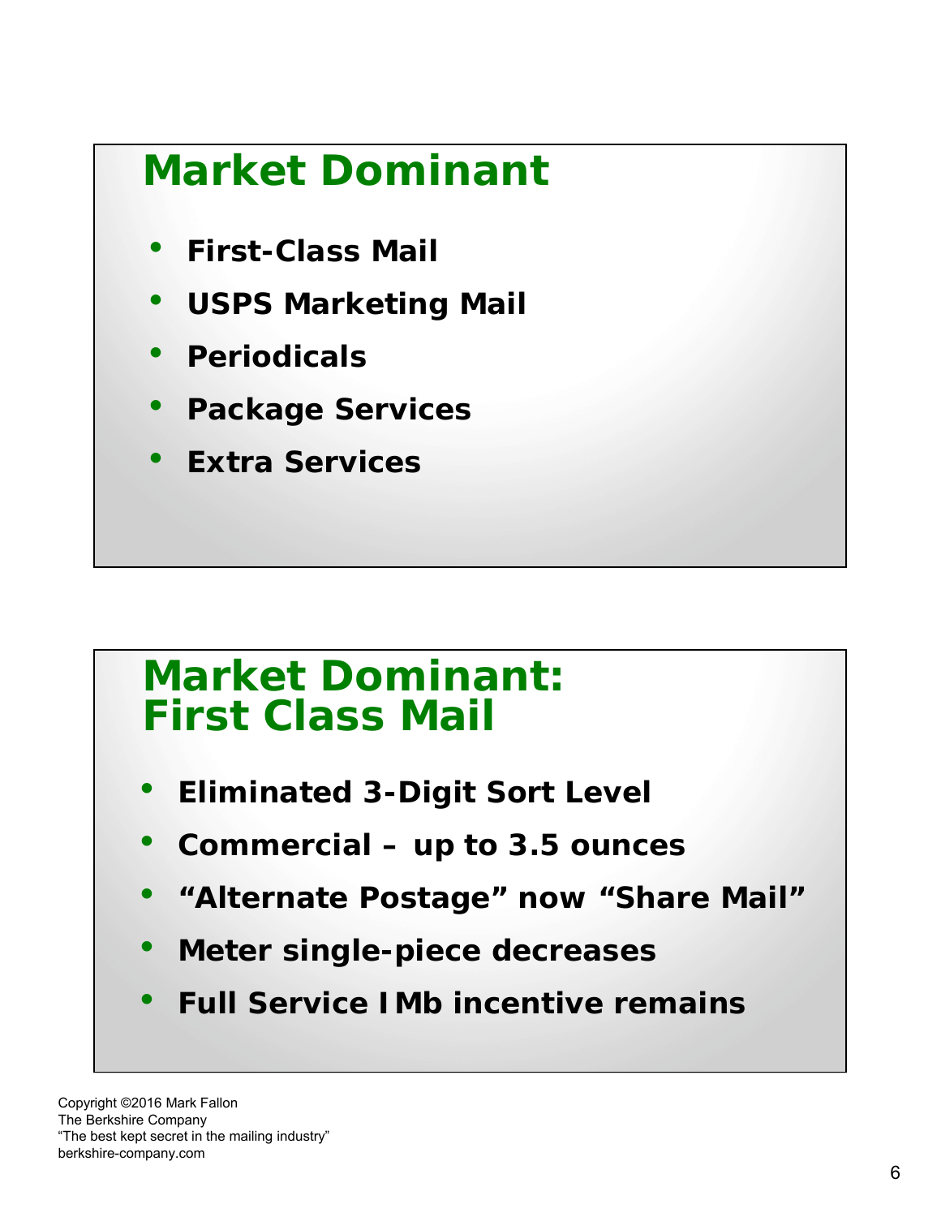## Market Dominant

- First-Class Mail
- USPS Marketing Mail
- Periodicals
- Package Services
- Extra Services

## Market Dominant: First Class Mail

- Eliminated 3-Digit Sort Level
- Commercial – up to 3.5 ounces
- "Alternate Postage" now "Share Mail"
- Meter single-piece decreases
- Full Service IMb incentive remains

Copyright ©2016 Mark Fallon
The Berkshire Company
"The best kept secret in the mailing industry"
berkshire-company.com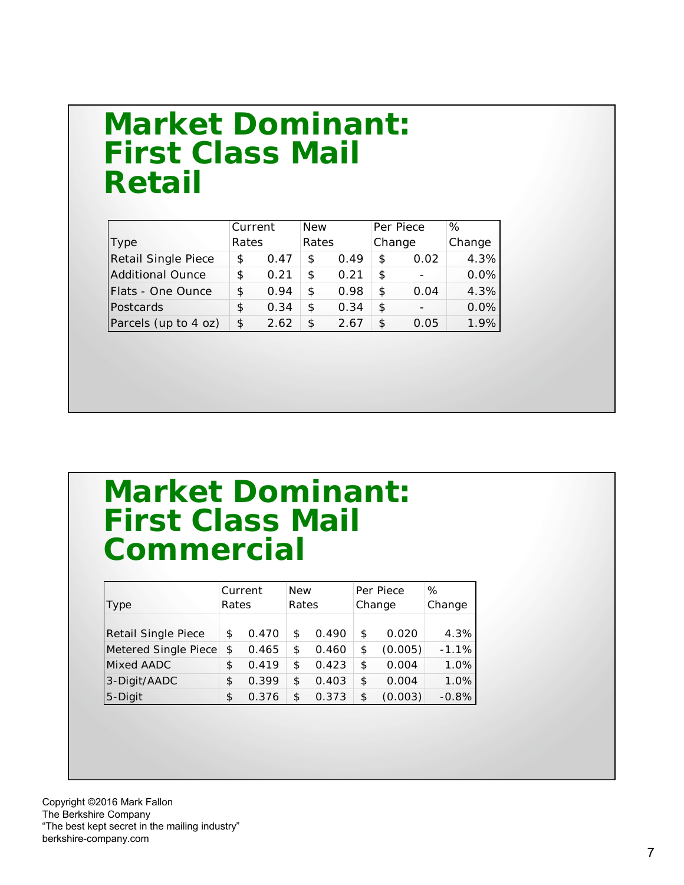# Market Dominant: First Class Mail Retail

| Type | Current Rates | New Rates | Per Piece Change | % Change |
|---|---|---|---|---|
| Retail Single Piece | $ 0.47 | $ 0.49 | $ 0.02 | 4.3% |
| Additional Ounce | $ 0.21 | $ 0.21 | $ - | 0.0% |
| Flats - One Ounce | $ 0.94 | $ 0.98 | $ 0.04 | 4.3% |
| Postcards | $ 0.34 | $ 0.34 | $ - | 0.0% |
| Parcels (up to 4 oz) | $ 2.62 | $ 2.67 | $ 0.05 | 1.9% |

# Market Dominant: First Class Mail Commercial

| Type | Current Rates | New Rates | Per Piece Change | % Change |
|---|---|---|---|---|
| Retail Single Piece | $ 0.470 | $ 0.490 | $ 0.020 | 4.3% |
| Metered Single Piece | $ 0.465 | $ 0.460 | $ (0.005) | -1.1% |
| Mixed AADC | $ 0.419 | $ 0.423 | $ 0.004 | 1.0% |
| 3-Digit/AADC | $ 0.399 | $ 0.403 | $ 0.004 | 1.0% |
| 5-Digit | $ 0.376 | $ 0.373 | $ (0.003) | -0.8% |

Copyright ©2016 Mark Fallon
The Berkshire Company
"The best kept secret in the mailing industry"
berkshire-company.com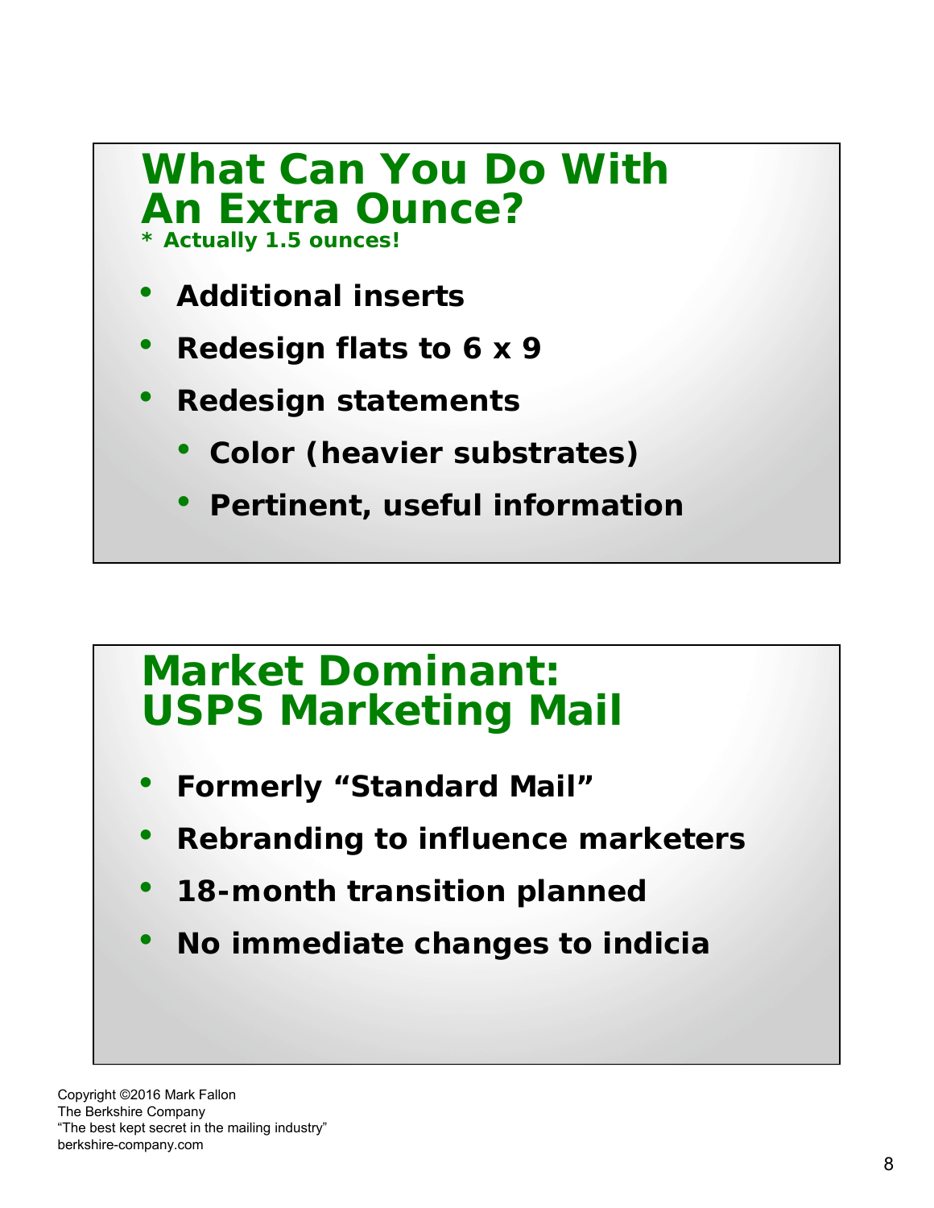## What Can You Do With An Extra Ounce?

**\* Actually 1.5 ounces!**

- **Additional inserts**
- **Redesign flats to 6 x 9**
- **Redesign statements**
  - **Color (heavier substrates)**
  - **Pertinent, useful information**

## Market Dominant: USPS Marketing Mail

- **Formerly “Standard Mail”**
- **Rebranding to influence marketers**
- **18-month transition planned**
- **No immediate changes to indicia**

Copyright ©2016 Mark Fallon
The Berkshire Company
“The best kept secret in the mailing industry”
berkshire-company.com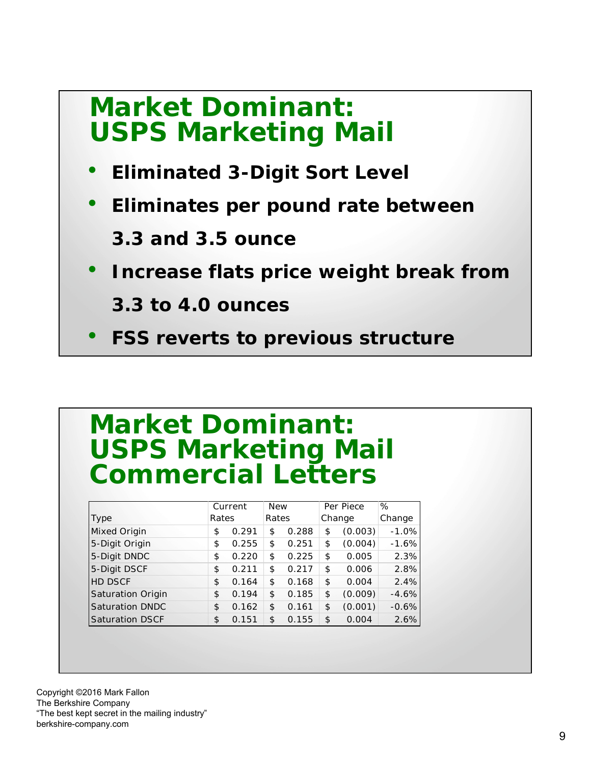# Market Dominant: USPS Marketing Mail

- **Eliminated 3-Digit Sort Level**
- **Eliminates per pound rate between 3.3 and 3.5 ounce**
- **Increase flats price weight break from 3.3 to 4.0 ounces**
- **FSS reverts to previous structure**

# Market Dominant: USPS Marketing Mail Commercial Letters

| Type | Current Rates | New Rates | Per Piece Change | % Change |
|---|---|---|---|---|
| Mixed Origin | $ 0.291 | $ 0.288 | $ (0.003) | -1.0% |
| 5-Digit Origin | $ 0.255 | $ 0.251 | $ (0.004) | -1.6% |
| 5-Digit DNDC | $ 0.220 | $ 0.225 | $ 0.005 | 2.3% |
| 5-Digit DSCF | $ 0.211 | $ 0.217 | $ 0.006 | 2.8% |
| HD DSCF | $ 0.164 | $ 0.168 | $ 0.004 | 2.4% |
| Saturation Origin | $ 0.194 | $ 0.185 | $ (0.009) | -4.6% |
| Saturation DNDC | $ 0.162 | $ 0.161 | $ (0.001) | -0.6% |
| Saturation DSCF | $ 0.151 | $ 0.155 | $ 0.004 | 2.6% |

Copyright ©2016 Mark Fallon
The Berkshire Company
"The best kept secret in the mailing industry"
berkshire-company.com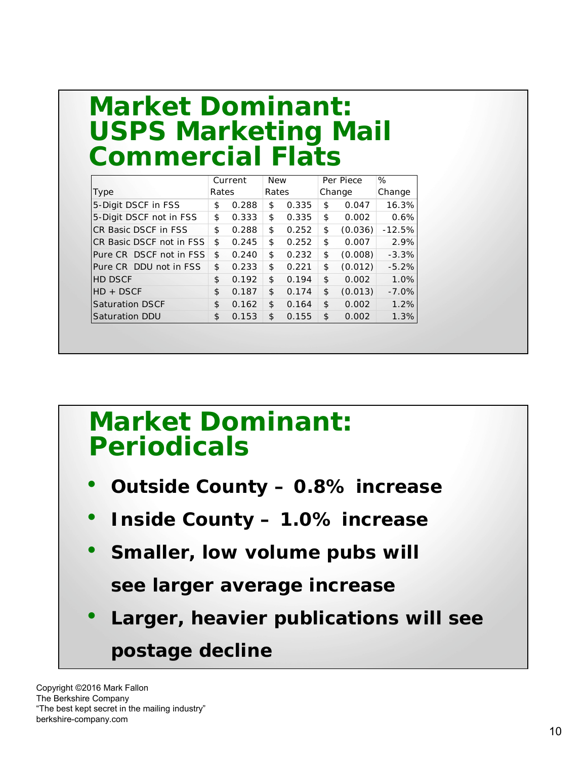# Market Dominant: USPS Marketing Mail Commercial Flats

| Type | Current Rates | New Rates | Per Piece Change | % Change |
|---|---|---|---|---|
| 5-Digit DSCF in FSS | $ 0.288 | $ 0.335 | $ 0.047 | 16.3% |
| 5-Digit DSCF not in FSS | $ 0.333 | $ 0.335 | $ 0.002 | 0.6% |
| CR Basic DSCF in FSS | $ 0.288 | $ 0.252 | $ (0.036) | -12.5% |
| CR Basic DSCF not in FSS | $ 0.245 | $ 0.252 | $ 0.007 | 2.9% |
| Pure CR DSCF not in FSS | $ 0.240 | $ 0.232 | $ (0.008) | -3.3% |
| Pure CR DDU not in FSS | $ 0.233 | $ 0.221 | $ (0.012) | -5.2% |
| HD DSCF | $ 0.192 | $ 0.194 | $ 0.002 | 1.0% |
| HD + DSCF | $ 0.187 | $ 0.174 | $ (0.013) | -7.0% |
| Saturation DSCF | $ 0.162 | $ 0.164 | $ 0.002 | 1.2% |
| Saturation DDU | $ 0.153 | $ 0.155 | $ 0.002 | 1.3% |

# Market Dominant: Periodicals

- **Outside County – 0.8% increase**
- **Inside County – 1.0% increase**
- **Smaller, low volume pubs will see larger average increase**
- **Larger, heavier publications will see postage decline**

Copyright ©2016 Mark Fallon
The Berkshire Company
"The best kept secret in the mailing industry"
berkshire-company.com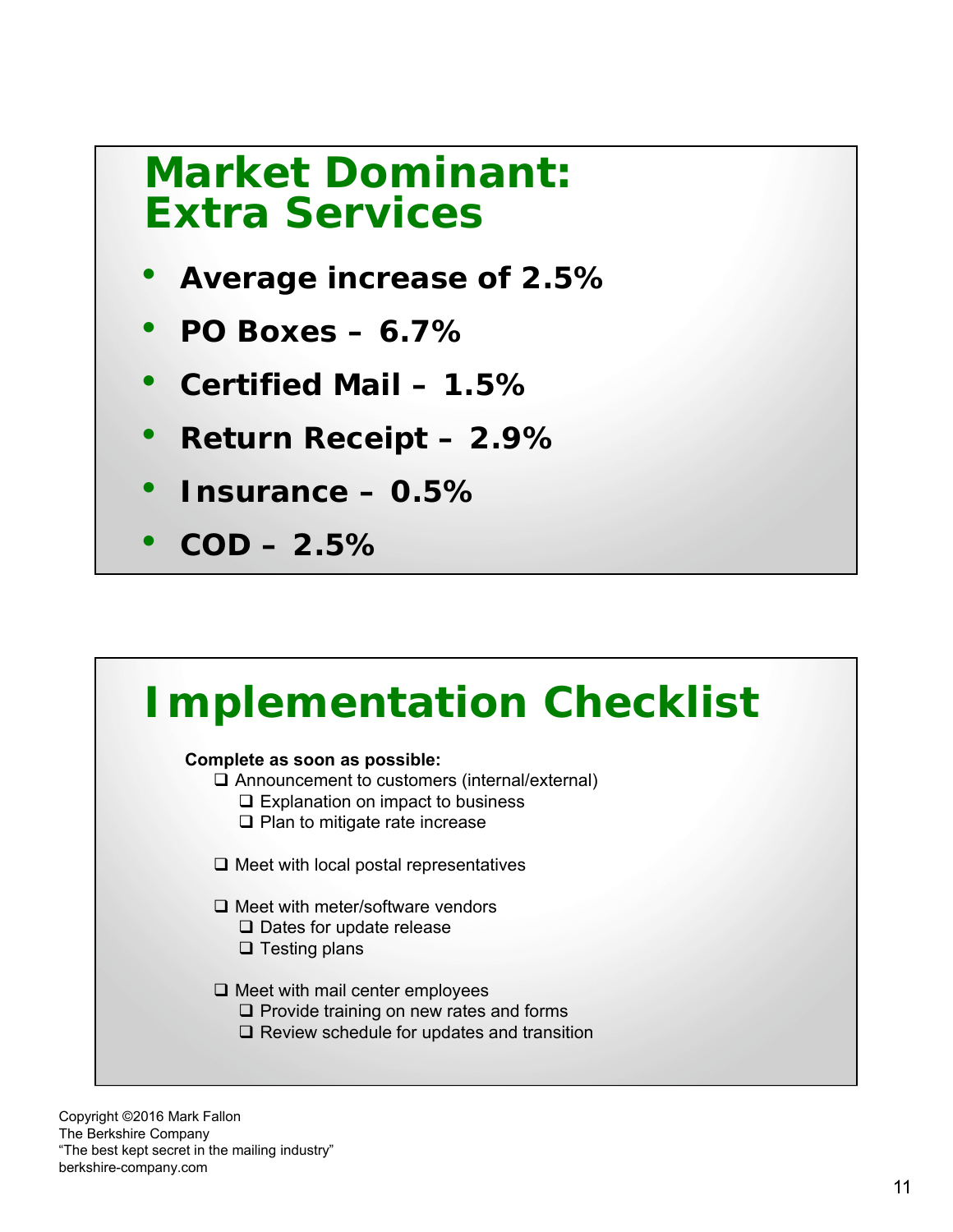## Market Dominant: Extra Services

- **Average increase of 2.5%**
- **PO Boxes – 6.7%**
- **Certified Mail – 1.5%**
- **Return Receipt – 2.9%**
- **Insurance – 0.5%**
- **COD – 2.5%**

## Implementation Checklist

**Complete as soon as possible:**

- ❑ Announcement to customers (internal/external)
  - ❑ Explanation on impact to business
  - ❑ Plan to mitigate rate increase
- ❑ Meet with local postal representatives
- ❑ Meet with meter/software vendors
  - ❑ Dates for update release
  - ❑ Testing plans
- ❑ Meet with mail center employees
  - ❑ Provide training on new rates and forms
  - ❑ Review schedule for updates and transition

Copyright ©2016 Mark Fallon
The Berkshire Company
"The best kept secret in the mailing industry"
berkshire-company.com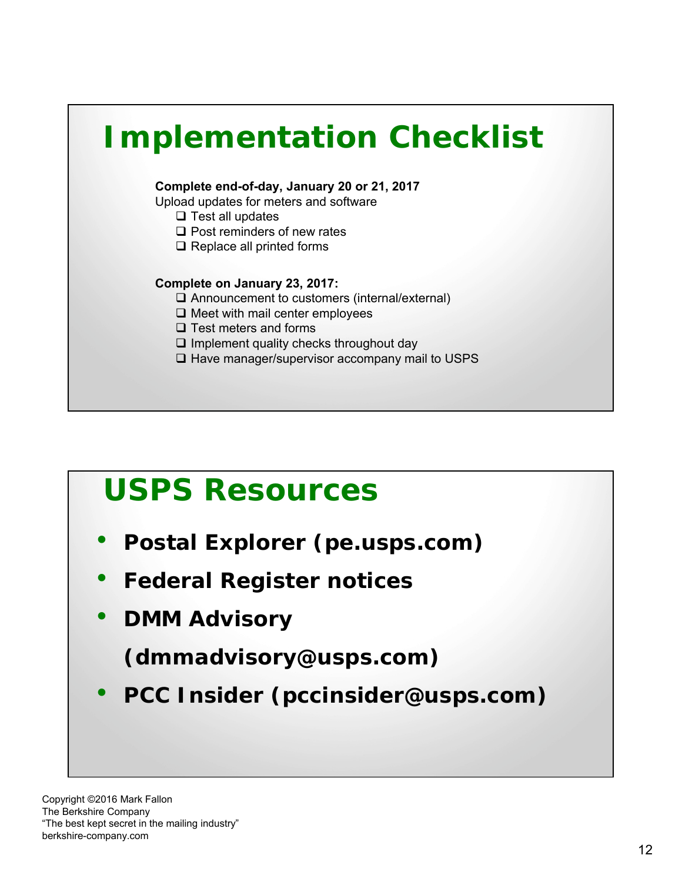# Implementation Checklist

**Complete end-of-day, January 20 or 21, 2017**

Upload updates for meters and software

- ❑ Test all updates
- ❑ Post reminders of new rates
- ❑ Replace all printed forms

**Complete on January 23, 2017:**

- ❑ Announcement to customers (internal/external)
- ❑ Meet with mail center employees
- ❑ Test meters and forms
- ❑ Implement quality checks throughout day
- ❑ Have manager/supervisor accompany mail to USPS

# USPS Resources

- **Postal Explorer (pe.usps.com)**
- **Federal Register notices**
- **DMM Advisory (dmmadvisory@usps.com)**
- **PCC Insider (pccinsider@usps.com)**

Copyright ©2016 Mark Fallon
The Berkshire Company
"The best kept secret in the mailing industry"
berkshire-company.com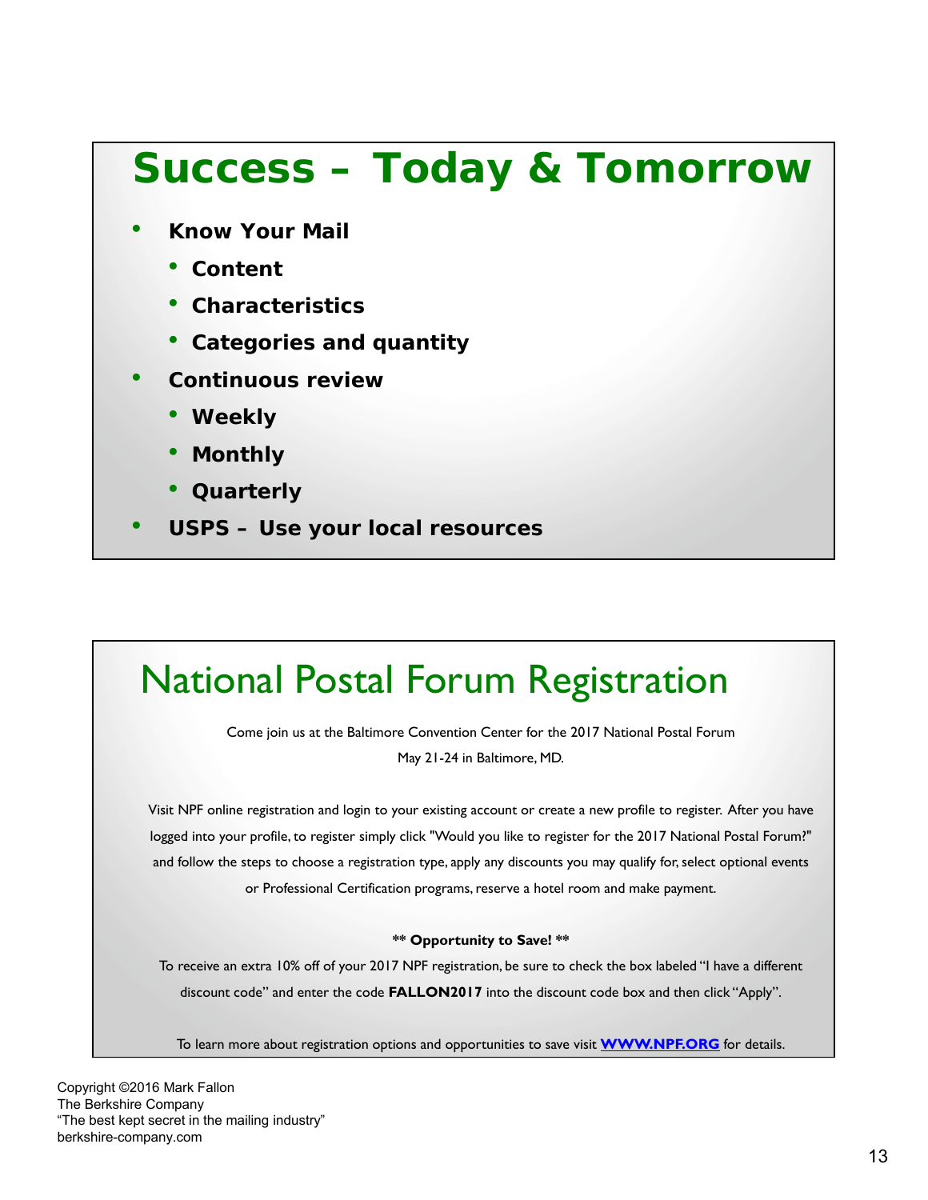# Success – Today & Tomorrow

- **Know Your Mail**
  - **Content**
  - **Characteristics**
  - **Categories and quantity**
- **Continuous review**
  - **Weekly**
  - **Monthly**
  - **Quarterly**
- **USPS – Use your local resources**

# National Postal Forum Registration

Come join us at the Baltimore Convention Center for the 2017 National Postal Forum
May 21-24 in Baltimore, MD.

Visit NPF online registration and login to your existing account or create a new profile to register. After you have logged into your profile, to register simply click "Would you like to register for the 2017 National Postal Forum?" and follow the steps to choose a registration type, apply any discounts you may qualify for, select optional events or Professional Certification programs, reserve a hotel room and make payment.

**\*\* Opportunity to Save! \*\***

To receive an extra 10% off of your 2017 NPF registration, be sure to check the box labeled "I have a different discount code" and enter the code **FALLON2017** into the discount code box and then click "Apply".

To learn more about registration options and opportunities to save visit **WWW.NPF.ORG** for details.

Copyright ©2016 Mark Fallon
The Berkshire Company
"The best kept secret in the mailing industry"
berkshire-company.com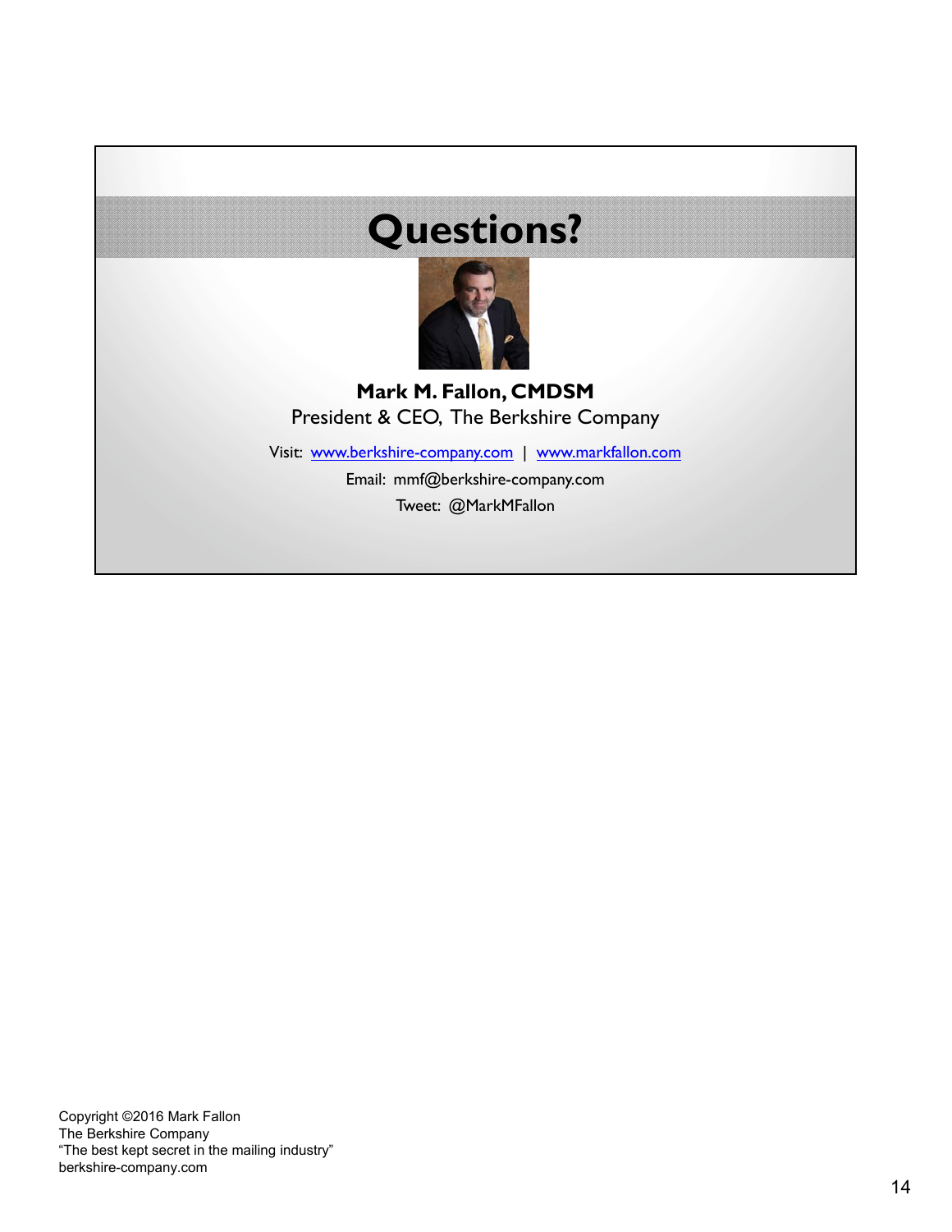# Questions?

**Mark M. Fallon, CMDSM**

President & CEO, The Berkshire Company

Visit: www.berkshire-company.com | www.markfallon.com

Email: mmf@berkshire-company.com

Tweet: @MarkMFallon

Copyright ©2016 Mark Fallon
The Berkshire Company
"The best kept secret in the mailing industry"
berkshire-company.com